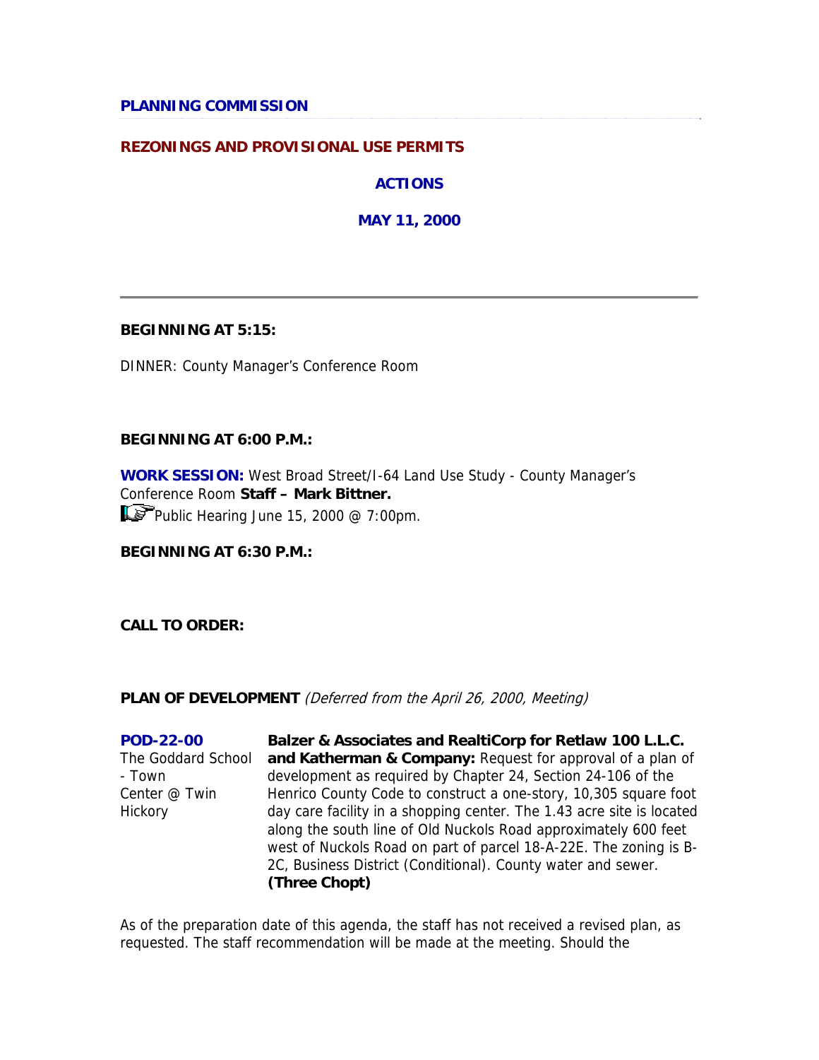**PLANNING COMMISSION**

**REZONINGS AND PROVISIONAL USE PERMITS**

**ACTIONS**

**MAY 11, 2000**

---

**BEGINNING AT 5:15:**

DINNER: County Manager's Conference Room

**BEGINNING AT 6:00 P.M.:**

**WORK SESSION:** West Broad Street/I-64 Land Use Study - County Manager's Conference Room **Staff – Mark Bittner.**
Public Hearing June 15, 2000 @ 7:00pm.

**BEGINNING AT 6:30 P.M.:**

**CALL TO ORDER:**

**PLAN OF DEVELOPMENT** *(Deferred from the April 26, 2000, Meeting)*

| | |
|---|---|
| **POD-22-00**<br>The Goddard School - Town Center @ Twin Hickory | **Balzer & Associates and RealtiCorp for Retlaw 100 L.L.C. and Katherman & Company:** Request for approval of a plan of development as required by Chapter 24, Section 24-106 of the Henrico County Code to construct a one-story, 10,305 square foot day care facility in a shopping center. The 1.43 acre site is located along the south line of Old Nuckols Road approximately 600 feet west of Nuckols Road on part of parcel 18-A-22E. The zoning is B-2C, Business District (Conditional). County water and sewer. **(Three Chopt)** |

As of the preparation date of this agenda, the staff has not received a revised plan, as requested. The staff recommendation will be made at the meeting. Should the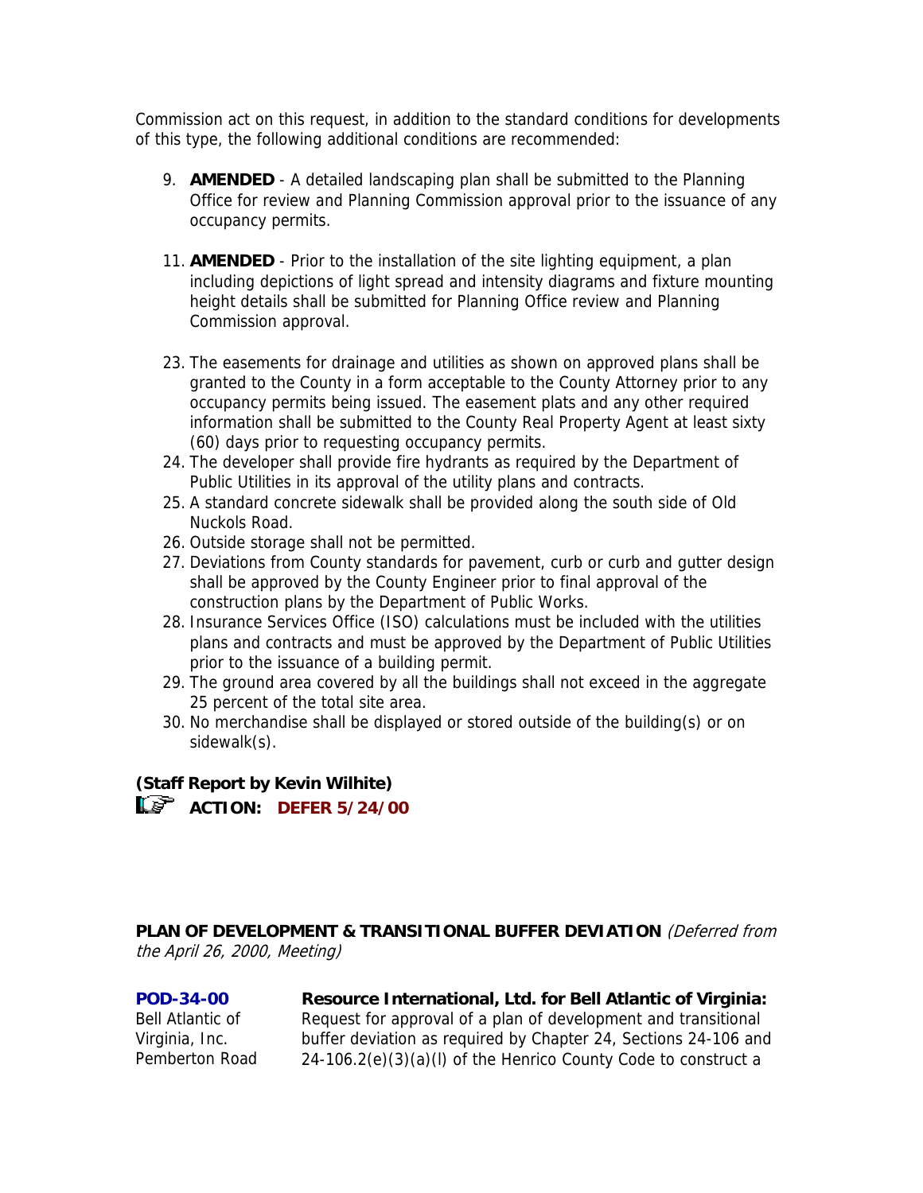Commission act on this request, in addition to the standard conditions for developments of this type, the following additional conditions are recommended:

9. **AMENDED** - A detailed landscaping plan shall be submitted to the Planning Office for review and Planning Commission approval prior to the issuance of any occupancy permits.

11. **AMENDED** - Prior to the installation of the site lighting equipment, a plan including depictions of light spread and intensity diagrams and fixture mounting height details shall be submitted for Planning Office review and Planning Commission approval.

23. The easements for drainage and utilities as shown on approved plans shall be granted to the County in a form acceptable to the County Attorney prior to any occupancy permits being issued. The easement plats and any other required information shall be submitted to the County Real Property Agent at least sixty (60) days prior to requesting occupancy permits.
24. The developer shall provide fire hydrants as required by the Department of Public Utilities in its approval of the utility plans and contracts.
25. A standard concrete sidewalk shall be provided along the south side of Old Nuckols Road.
26. Outside storage shall not be permitted.
27. Deviations from County standards for pavement, curb or curb and gutter design shall be approved by the County Engineer prior to final approval of the construction plans by the Department of Public Works.
28. Insurance Services Office (ISO) calculations must be included with the utilities plans and contracts and must be approved by the Department of Public Utilities prior to the issuance of a building permit.
29. The ground area covered by all the buildings shall not exceed in the aggregate 25 percent of the total site area.
30. No merchandise shall be displayed or stored outside of the building(s) or on sidewalk(s).

**(Staff Report by Kevin Wilhite)**

**ACTION: DEFER 5/24/00**

**PLAN OF DEVELOPMENT & TRANSITIONAL BUFFER DEVIATION** *(Deferred from the April 26, 2000, Meeting)*

**POD-34-00**
Bell Atlantic of Virginia, Inc.
Pemberton Road

**Resource International, Ltd. for Bell Atlantic of Virginia:** Request for approval of a plan of development and transitional buffer deviation as required by Chapter 24, Sections 24-106 and 24-106.2(e)(3)(a)(l) of the Henrico County Code to construct a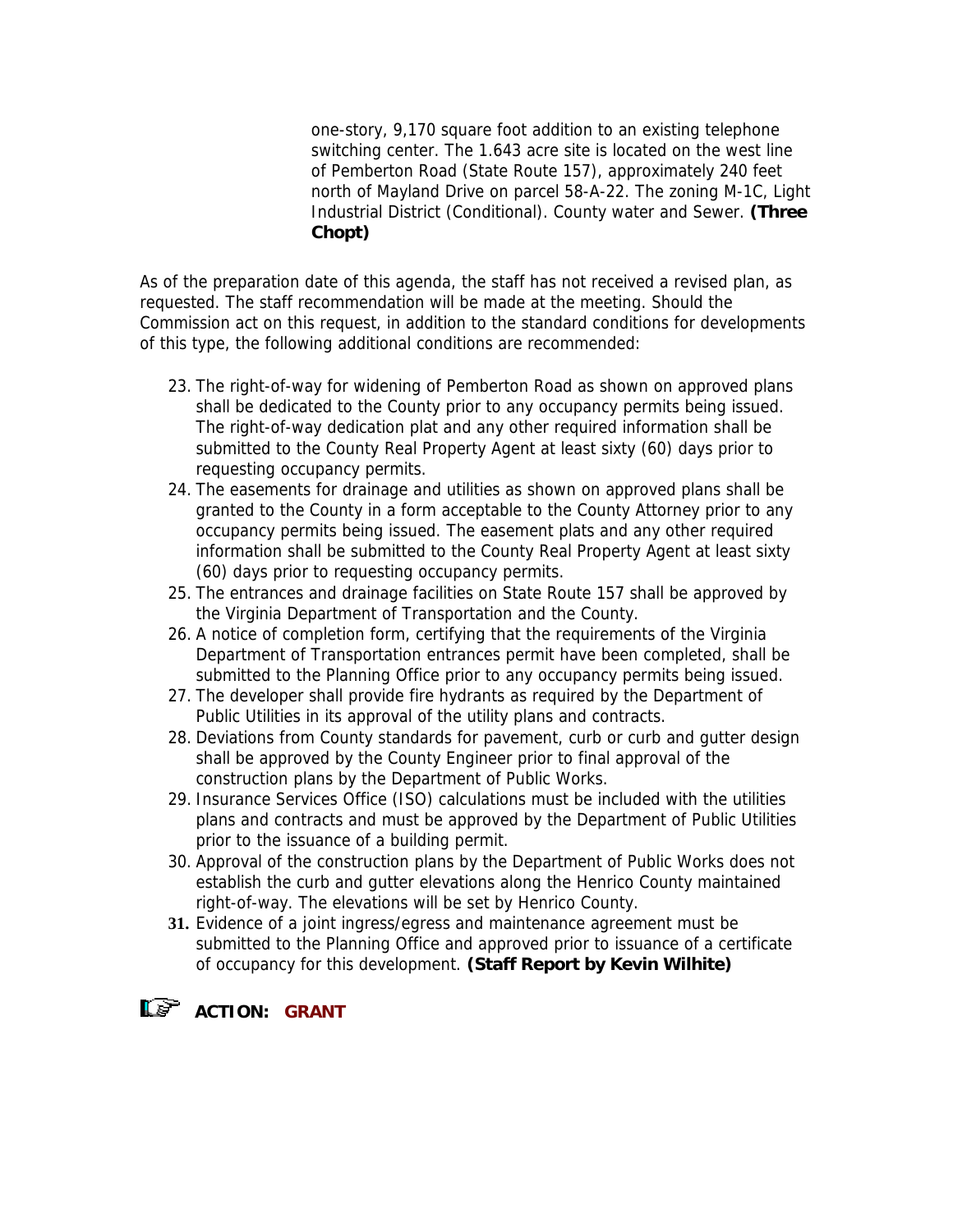one-story, 9,170 square foot addition to an existing telephone switching center. The 1.643 acre site is located on the west line of Pemberton Road (State Route 157), approximately 240 feet north of Mayland Drive on parcel 58-A-22. The zoning M-1C, Light Industrial District (Conditional). County water and Sewer. **(Three Chopt)**

As of the preparation date of this agenda, the staff has not received a revised plan, as requested. The staff recommendation will be made at the meeting. Should the Commission act on this request, in addition to the standard conditions for developments of this type, the following additional conditions are recommended:

23. The right-of-way for widening of Pemberton Road as shown on approved plans shall be dedicated to the County prior to any occupancy permits being issued. The right-of-way dedication plat and any other required information shall be submitted to the County Real Property Agent at least sixty (60) days prior to requesting occupancy permits.
24. The easements for drainage and utilities as shown on approved plans shall be granted to the County in a form acceptable to the County Attorney prior to any occupancy permits being issued. The easement plats and any other required information shall be submitted to the County Real Property Agent at least sixty (60) days prior to requesting occupancy permits.
25. The entrances and drainage facilities on State Route 157 shall be approved by the Virginia Department of Transportation and the County.
26. A notice of completion form, certifying that the requirements of the Virginia Department of Transportation entrances permit have been completed, shall be submitted to the Planning Office prior to any occupancy permits being issued.
27. The developer shall provide fire hydrants as required by the Department of Public Utilities in its approval of the utility plans and contracts.
28. Deviations from County standards for pavement, curb or curb and gutter design shall be approved by the County Engineer prior to final approval of the construction plans by the Department of Public Works.
29. Insurance Services Office (ISO) calculations must be included with the utilities plans and contracts and must be approved by the Department of Public Utilities prior to the issuance of a building permit.
30. Approval of the construction plans by the Department of Public Works does not establish the curb and gutter elevations along the Henrico County maintained right-of-way. The elevations will be set by Henrico County.
31. Evidence of a joint ingress/egress and maintenance agreement must be submitted to the Planning Office and approved prior to issuance of a certificate of occupancy for this development. **(Staff Report by Kevin Wilhite)**

**ACTION: GRANT**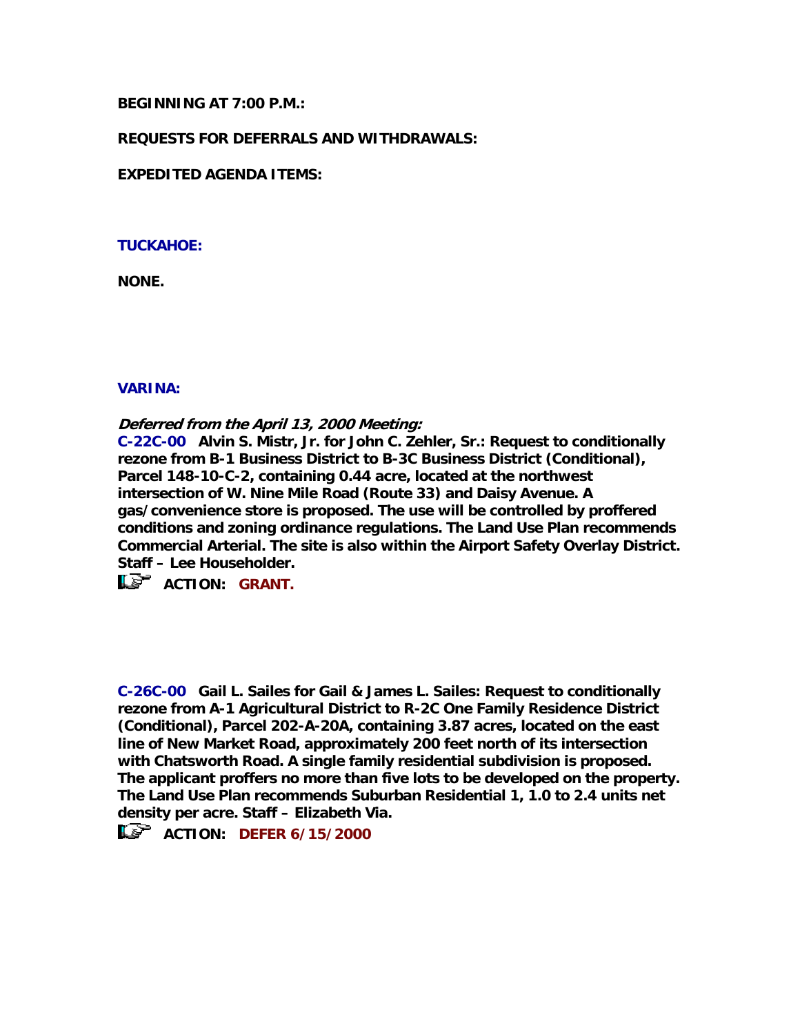**BEGINNING AT 7:00 P.M.:**

**REQUESTS FOR DEFERRALS AND WITHDRAWALS:**

**EXPEDITED AGENDA ITEMS:**

**TUCKAHOE:**

**NONE.**

**VARINA:**

***Deferred from the April 13, 2000 Meeting:***

**C-22C-00 Alvin S. Mistr, Jr. for John C. Zehler, Sr.: Request to conditionally rezone from B-1 Business District to B-3C Business District (Conditional), Parcel 148-10-C-2, containing 0.44 acre, located at the northwest intersection of W. Nine Mile Road (Route 33) and Daisy Avenue. A gas/convenience store is proposed. The use will be controlled by proffered conditions and zoning ordinance regulations. The Land Use Plan recommends Commercial Arterial. The site is also within the Airport Safety Overlay District. Staff – Lee Householder.**

**ACTION: GRANT.**

**C-26C-00 Gail L. Sailes for Gail & James L. Sailes: Request to conditionally rezone from A-1 Agricultural District to R-2C One Family Residence District (Conditional), Parcel 202-A-20A, containing 3.87 acres, located on the east line of New Market Road, approximately 200 feet north of its intersection with Chatsworth Road. A single family residential subdivision is proposed. The applicant proffers no more than five lots to be developed on the property. The Land Use Plan recommends Suburban Residential 1, 1.0 to 2.4 units net density per acre. Staff – Elizabeth Via.**

**ACTION: DEFER 6/15/2000**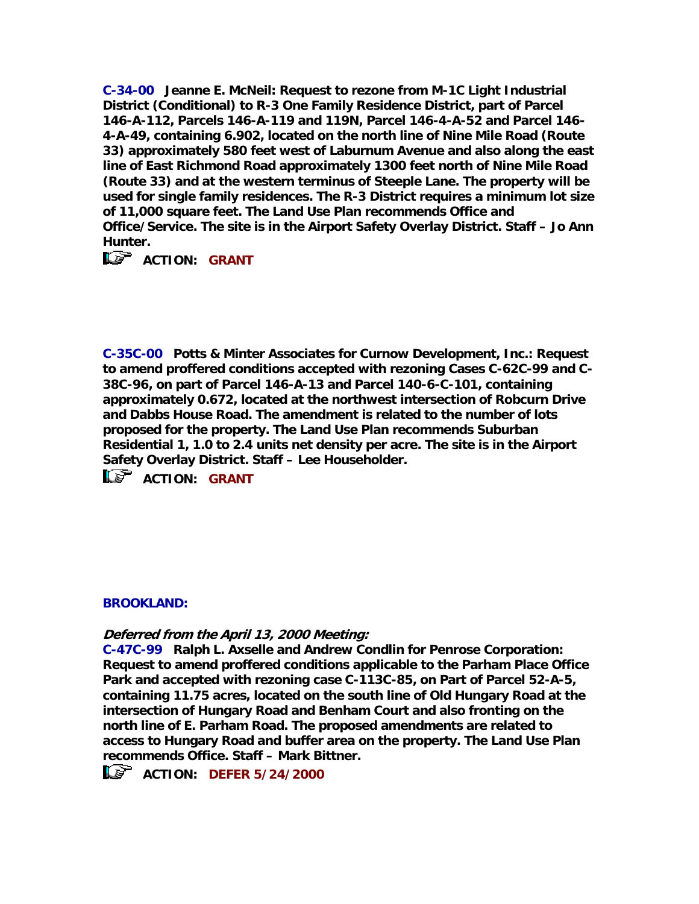**C-34-00 Jeanne E. McNeil: Request to rezone from M-1C Light Industrial District (Conditional) to R-3 One Family Residence District, part of Parcel 146-A-112, Parcels 146-A-119 and 119N, Parcel 146-4-A-52 and Parcel 146-4-A-49, containing 6.902, located on the north line of Nine Mile Road (Route 33) approximately 580 feet west of Laburnum Avenue and also along the east line of East Richmond Road approximately 1300 feet north of Nine Mile Road (Route 33) and at the western terminus of Steeple Lane. The property will be used for single family residences. The R-3 District requires a minimum lot size of 11,000 square feet. The Land Use Plan recommends Office and Office/Service. The site is in the Airport Safety Overlay District. Staff – Jo Ann Hunter.**

**ACTION: GRANT**

**C-35C-00 Potts & Minter Associates for Curnow Development, Inc.: Request to amend proffered conditions accepted with rezoning Cases C-62C-99 and C-38C-96, on part of Parcel 146-A-13 and Parcel 140-6-C-101, containing approximately 0.672, located at the northwest intersection of Robcurn Drive and Dabbs House Road. The amendment is related to the number of lots proposed for the property. The Land Use Plan recommends Suburban Residential 1, 1.0 to 2.4 units net density per acre. The site is in the Airport Safety Overlay District. Staff – Lee Householder.**

**ACTION: GRANT**

**BROOKLAND:**

***Deferred from the April 13, 2000 Meeting:***

**C-47C-99 Ralph L. Axselle and Andrew Condlin for Penrose Corporation: Request to amend proffered conditions applicable to the Parham Place Office Park and accepted with rezoning case C-113C-85, on Part of Parcel 52-A-5, containing 11.75 acres, located on the south line of Old Hungary Road at the intersection of Hungary Road and Benham Court and also fronting on the north line of E. Parham Road. The proposed amendments are related to access to Hungary Road and buffer area on the property. The Land Use Plan recommends Office. Staff – Mark Bittner.**

**ACTION: DEFER 5/24/2000**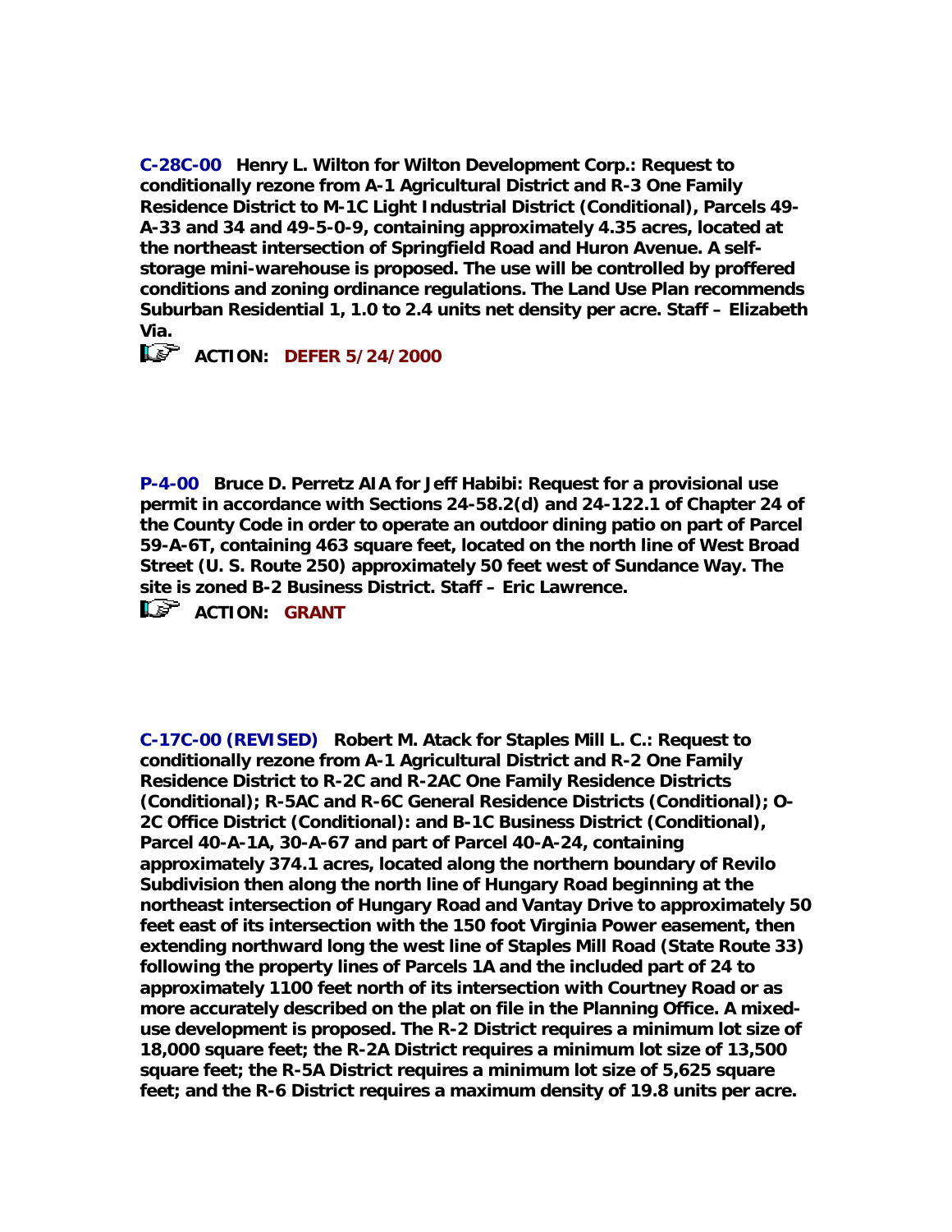**C-28C-00** **Henry L. Wilton for Wilton Development Corp.: Request to conditionally rezone from A-1 Agricultural District and R-3 One Family Residence District to M-1C Light Industrial District (Conditional), Parcels 49-A-33 and 34 and 49-5-0-9, containing approximately 4.35 acres, located at the northeast intersection of Springfield Road and Huron Avenue. A self-storage mini-warehouse is proposed. The use will be controlled by proffered conditions and zoning ordinance regulations. The Land Use Plan recommends Suburban Residential 1, 1.0 to 2.4 units net density per acre. Staff – Elizabeth Via.**

**ACTION: DEFER 5/24/2000**

**P-4-00** **Bruce D. Perretz AIA for Jeff Habibi: Request for a provisional use permit in accordance with Sections 24-58.2(d) and 24-122.1 of Chapter 24 of the County Code in order to operate an outdoor dining patio on part of Parcel 59-A-6T, containing 463 square feet, located on the north line of West Broad Street (U. S. Route 250) approximately 50 feet west of Sundance Way. The site is zoned B-2 Business District. Staff – Eric Lawrence.**

**ACTION: GRANT**

**C-17C-00 (REVISED)** **Robert M. Atack for Staples Mill L. C.: Request to conditionally rezone from A-1 Agricultural District and R-2 One Family Residence District to R-2C and R-2AC One Family Residence Districts (Conditional); R-5AC and R-6C General Residence Districts (Conditional); O-2C Office District (Conditional): and B-1C Business District (Conditional), Parcel 40-A-1A, 30-A-67 and part of Parcel 40-A-24, containing approximately 374.1 acres, located along the northern boundary of Revilo Subdivision then along the north line of Hungary Road beginning at the northeast intersection of Hungary Road and Vantay Drive to approximately 50 feet east of its intersection with the 150 foot Virginia Power easement, then extending northward long the west line of Staples Mill Road (State Route 33) following the property lines of Parcels 1A and the included part of 24 to approximately 1100 feet north of its intersection with Courtney Road or as more accurately described on the plat on file in the Planning Office. A mixed-use development is proposed. The R-2 District requires a minimum lot size of 18,000 square feet; the R-2A District requires a minimum lot size of 13,500 square feet; the R-5A District requires a minimum lot size of 5,625 square feet; and the R-6 District requires a maximum density of 19.8 units per acre.**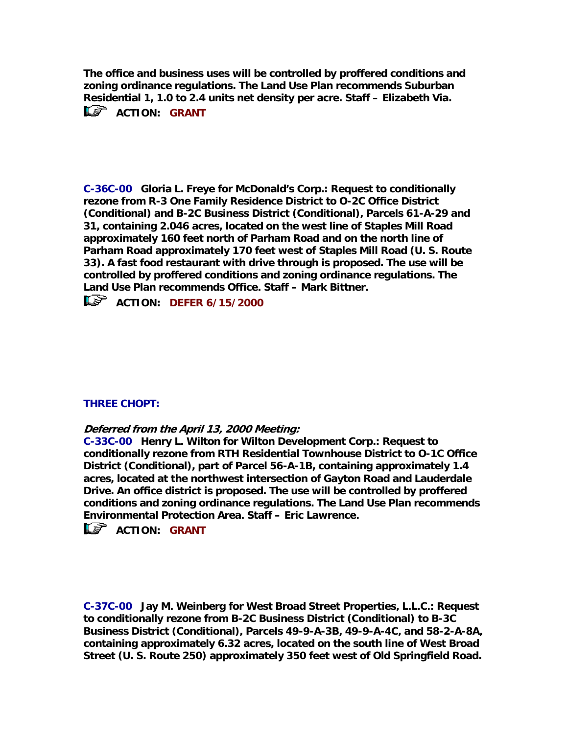**The office and business uses will be controlled by proffered conditions and zoning ordinance regulations. The Land Use Plan recommends Suburban Residential 1, 1.0 to 2.4 units net density per acre. Staff – Elizabeth Via.**

**ACTION: GRANT**

**C-36C-00 Gloria L. Freye for McDonald's Corp.: Request to conditionally rezone from R-3 One Family Residence District to O-2C Office District (Conditional) and B-2C Business District (Conditional), Parcels 61-A-29 and 31, containing 2.046 acres, located on the west line of Staples Mill Road approximately 160 feet north of Parham Road and on the north line of Parham Road approximately 170 feet west of Staples Mill Road (U. S. Route 33). A fast food restaurant with drive through is proposed. The use will be controlled by proffered conditions and zoning ordinance regulations. The Land Use Plan recommends Office. Staff – Mark Bittner.**

**ACTION: DEFER 6/15/2000**

**THREE CHOPT:**

***Deferred from the April 13, 2000 Meeting:***

**C-33C-00 Henry L. Wilton for Wilton Development Corp.: Request to conditionally rezone from RTH Residential Townhouse District to O-1C Office District (Conditional), part of Parcel 56-A-1B, containing approximately 1.4 acres, located at the northwest intersection of Gayton Road and Lauderdale Drive. An office district is proposed. The use will be controlled by proffered conditions and zoning ordinance regulations. The Land Use Plan recommends Environmental Protection Area. Staff – Eric Lawrence.**

**ACTION: GRANT**

**C-37C-00 Jay M. Weinberg for West Broad Street Properties, L.L.C.: Request to conditionally rezone from B-2C Business District (Conditional) to B-3C Business District (Conditional), Parcels 49-9-A-3B, 49-9-A-4C, and 58-2-A-8A, containing approximately 6.32 acres, located on the south line of West Broad Street (U. S. Route 250) approximately 350 feet west of Old Springfield Road.**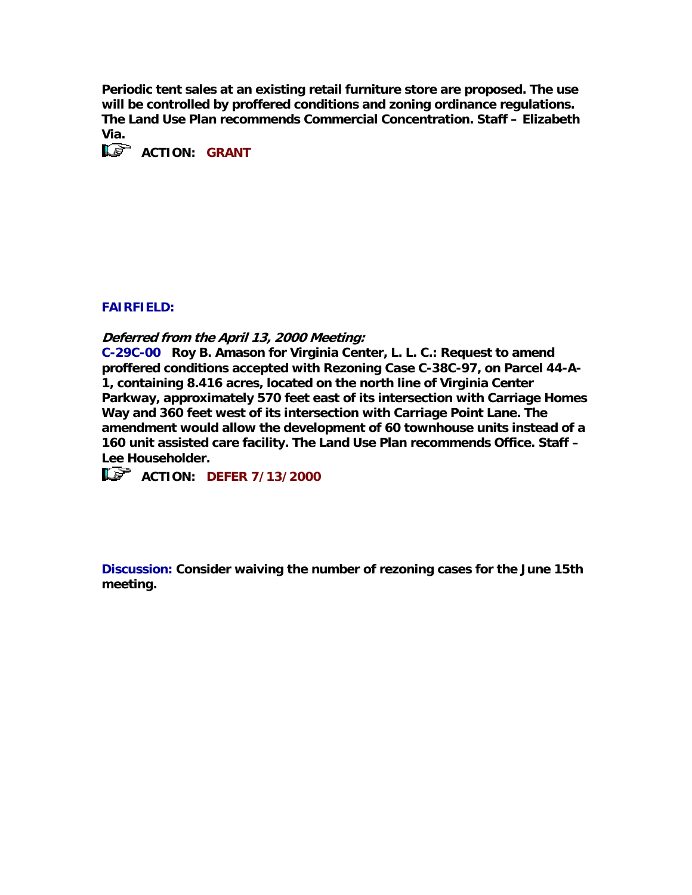**Periodic tent sales at an existing retail furniture store are proposed. The use will be controlled by proffered conditions and zoning ordinance regulations. The Land Use Plan recommends Commercial Concentration. Staff – Elizabeth Via.**

**ACTION: GRANT**

**FAIRFIELD:**

***Deferred from the April 13, 2000 Meeting:***

**C-29C-00 Roy B. Amason for Virginia Center, L. L. C.: Request to amend proffered conditions accepted with Rezoning Case C-38C-97, on Parcel 44-A-1, containing 8.416 acres, located on the north line of Virginia Center Parkway, approximately 570 feet east of its intersection with Carriage Homes Way and 360 feet west of its intersection with Carriage Point Lane. The amendment would allow the development of 60 townhouse units instead of a 160 unit assisted care facility. The Land Use Plan recommends Office. Staff – Lee Householder.**

**ACTION: DEFER 7/13/2000**

**Discussion: Consider waiving the number of rezoning cases for the June 15th meeting.**